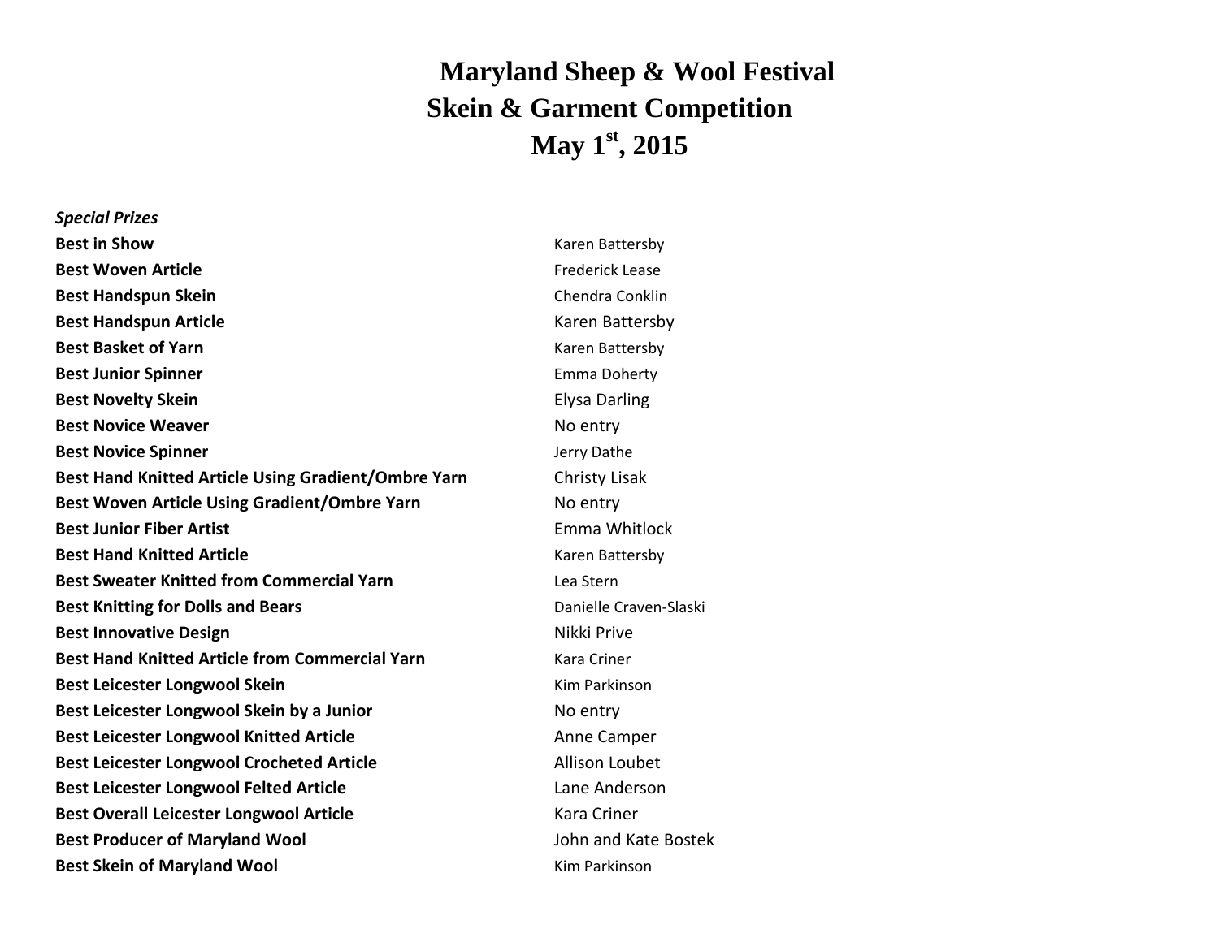# Maryland Sheep & Wool Festival
# Skein & Garment Competition
# May 1st, 2015

*Special Prizes*

| | |
|---|---|
| **Best in Show** | Karen Battersby |
| **Best Woven Article** | Frederick Lease |
| **Best Handspun Skein** | Chendra Conklin |
| **Best Handspun Article** | Karen Battersby |
| **Best Basket of Yarn** | Karen Battersby |
| **Best Junior Spinner** | Emma Doherty |
| **Best Novelty Skein** | Elysa Darling |
| **Best Novice Weaver** | No entry |
| **Best Novice Spinner** | Jerry Dathe |
| **Best Hand Knitted Article Using Gradient/Ombre Yarn** | Christy Lisak |
| **Best Woven Article Using Gradient/Ombre Yarn** | No entry |
| **Best Junior Fiber Artist** | Emma Whitlock |
| **Best Hand Knitted Article** | Karen Battersby |
| **Best Sweater Knitted from Commercial Yarn** | Lea Stern |
| **Best Knitting for Dolls and Bears** | Danielle Craven-Slaski |
| **Best Innovative Design** | Nikki Prive |
| **Best Hand Knitted Article from Commercial Yarn** | Kara Criner |
| **Best Leicester Longwool Skein** | Kim Parkinson |
| **Best Leicester Longwool Skein by a Junior** | No entry |
| **Best Leicester Longwool Knitted Article** | Anne Camper |
| **Best Leicester Longwool Crocheted Article** | Allison Loubet |
| **Best Leicester Longwool Felted Article** | Lane Anderson |
| **Best Overall Leicester Longwool Article** | Kara Criner |
| **Best Producer of Maryland Wool** | John and Kate Bostek |
| **Best Skein of Maryland Wool** | Kim Parkinson |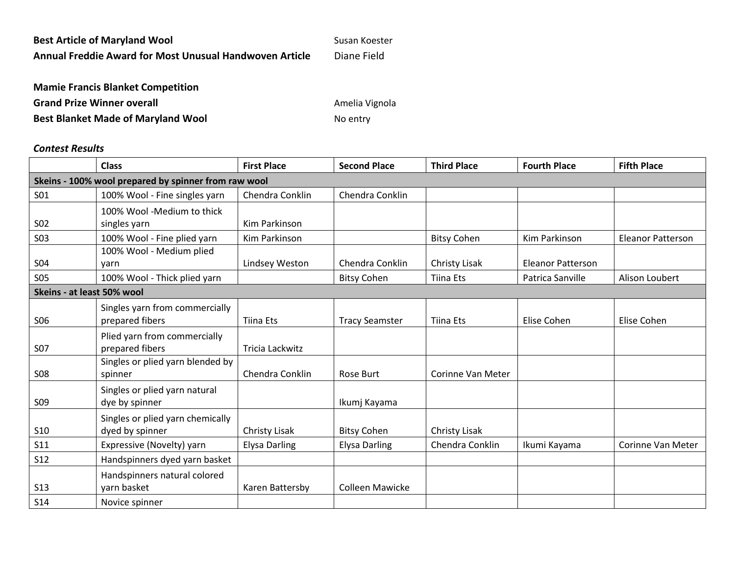**Best Article of Maryland Wool** Susan Koester
**Annual Freddie Award for Most Unusual Handwoven Article** Diane Field

**Mamie Francis Blanket Competition**
**Grand Prize Winner overall** Amelia Vignola
**Best Blanket Made of Maryland Wool** No entry

***Contest Results***

| | Class | First Place | Second Place | Third Place | Fourth Place | Fifth Place |
|---|---|---|---|---|---|---|
| **Skeins - 100% wool prepared by spinner from raw wool** | | | | | | |
| S01 | 100% Wool - Fine singles yarn | Chendra Conklin | Chendra Conklin | | | |
| S02 | 100% Wool -Medium to thick singles yarn | Kim Parkinson | | | | |
| S03 | 100% Wool - Fine plied yarn | Kim Parkinson | | Bitsy Cohen | Kim Parkinson | Eleanor Patterson |
| S04 | 100% Wool - Medium plied yarn | Lindsey Weston | Chendra Conklin | Christy Lisak | Eleanor Patterson | |
| S05 | 100% Wool - Thick plied yarn | | Bitsy Cohen | Tiina Ets | Patrica Sanville | Alison Loubert |
| **Skeins - at least 50% wool** | | | | | | |
| S06 | Singles yarn from commercially prepared fibers | Tiina Ets | Tracy Seamster | Tiina Ets | Elise Cohen | Elise Cohen |
| S07 | Plied yarn from commercially prepared fibers | Tricia Lackwitz | | | | |
| S08 | Singles or plied yarn blended by spinner | Chendra Conklin | Rose Burt | Corinne Van Meter | | |
| S09 | Singles or plied yarn natural dye by spinner | | Ikumj Kayama | | | |
| S10 | Singles or plied yarn chemically dyed by spinner | Christy Lisak | Bitsy Cohen | Christy Lisak | | |
| S11 | Expressive (Novelty) yarn | Elysa Darling | Elysa Darling | Chendra Conklin | Ikumi Kayama | Corinne Van Meter |
| S12 | Handspinners dyed yarn basket | | | | | |
| S13 | Handspinners natural colored yarn basket | Karen Battersby | Colleen Mawicke | | | |
| S14 | Novice spinner | | | | | |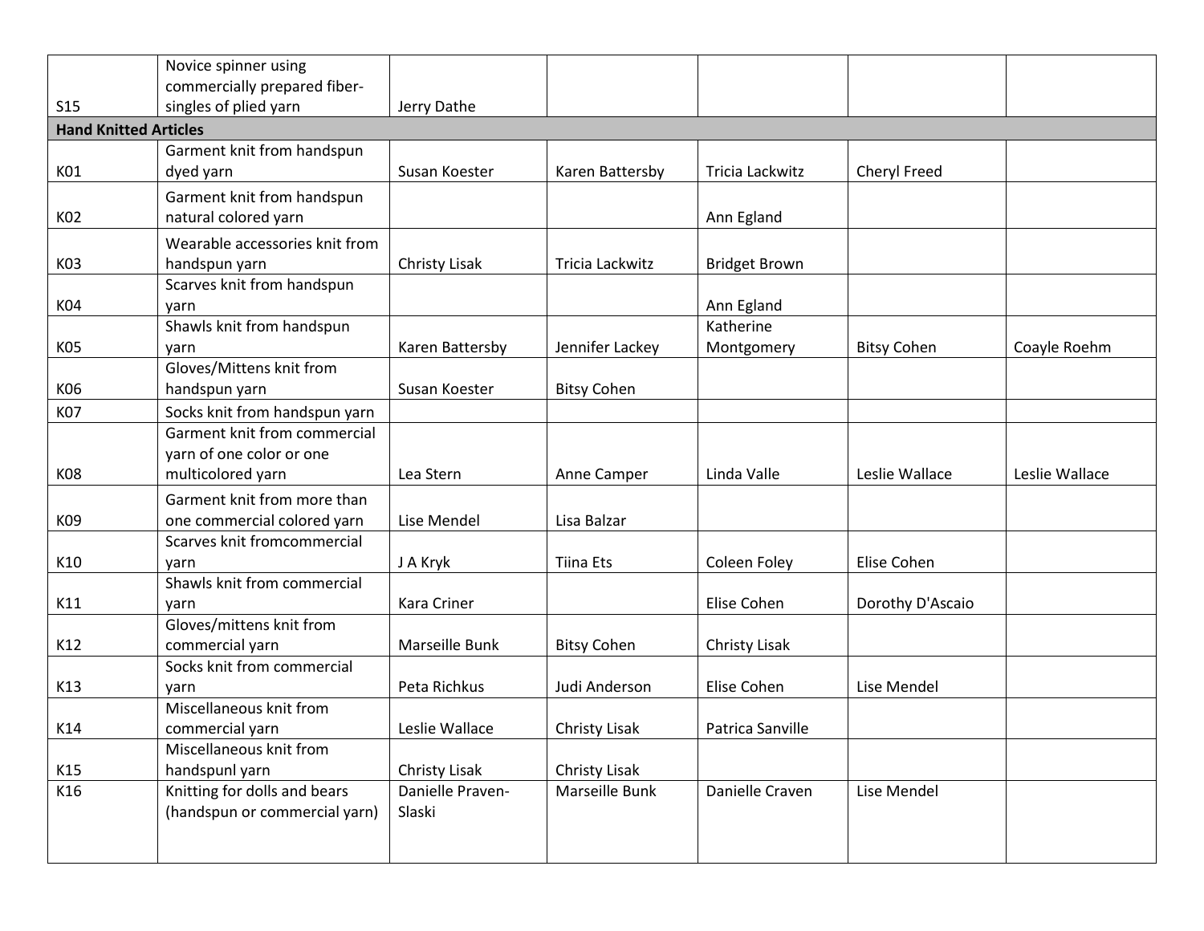| | | | | | | |
|---|---|---|---|---|---|---|
| S15 | Novice spinner using commercially prepared fiber-singles of plied yarn | Jerry Dathe | | | | |
| **Hand Knitted Articles** | | | | | | |
| K01 | Garment knit from handspun dyed yarn | Susan Koester | Karen Battersby | Tricia Lackwitz | Cheryl Freed | |
| K02 | Garment knit from handspun natural colored yarn | | | Ann Egland | | |
| K03 | Wearable accessories knit from handspun yarn | Christy Lisak | Tricia Lackwitz | Bridget Brown | | |
| K04 | Scarves knit from handspun yarn | | | Ann Egland | | |
| K05 | Shawls knit from handspun yarn | Karen Battersby | Jennifer Lackey | Katherine Montgomery | Bitsy Cohen | Coayle Roehm |
| K06 | Gloves/Mittens knit from handspun yarn | Susan Koester | Bitsy Cohen | | | |
| K07 | Socks knit from handspun yarn | | | | | |
| K08 | Garment knit from commercial yarn of one color or one multicolored yarn | Lea Stern | Anne Camper | Linda Valle | Leslie Wallace | Leslie Wallace |
| K09 | Garment knit from more than one commercial colored yarn | Lise Mendel | Lisa Balzar | | | |
| K10 | Scarves knit fromcommercial yarn | J A Kryk | Tiina Ets | Coleen Foley | Elise Cohen | |
| K11 | Shawls knit from commercial yarn | Kara Criner | | Elise Cohen | Dorothy D'Ascaio | |
| K12 | Gloves/mittens knit from commercial yarn | Marseille Bunk | Bitsy Cohen | Christy Lisak | | |
| K13 | Socks knit from commercial yarn | Peta Richkus | Judi Anderson | Elise Cohen | Lise Mendel | |
| K14 | Miscellaneous knit from commercial yarn | Leslie Wallace | Christy Lisak | Patrica Sanville | | |
| K15 | Miscellaneous knit from handspunl yarn | Christy Lisak | Christy Lisak | | | |
| K16 | Knitting for dolls and bears (handspun or commercial yarn) | Danielle Praven-Slaski | Marseille Bunk | Danielle Craven | Lise Mendel | |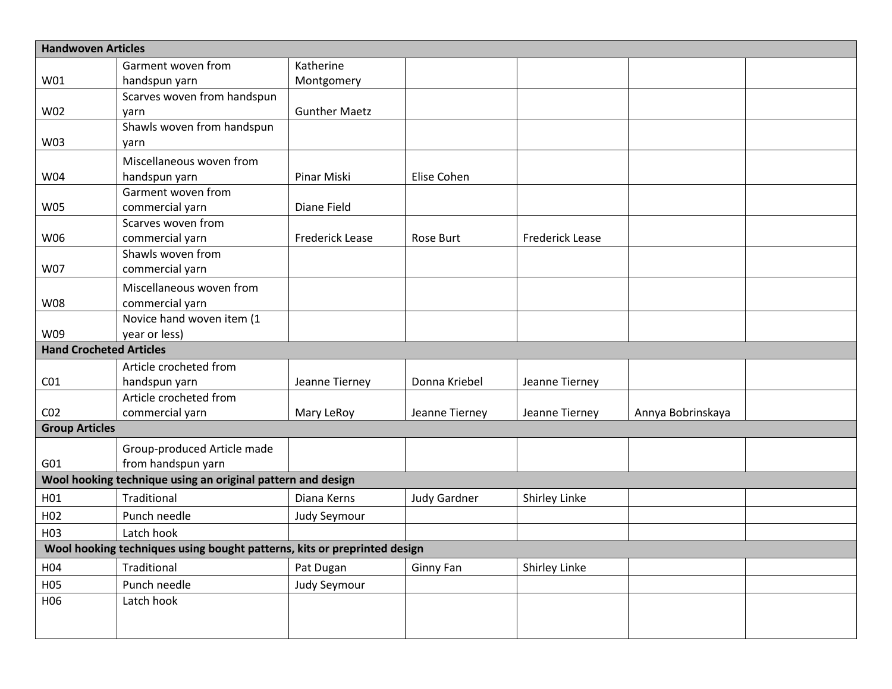| Handwoven Articles | | | | | | |
|---|---|---|---|---|---|---|
| W01 | Garment woven from handspun yarn | Katherine Montgomery | | | | |
| W02 | Scarves woven from handspun yarn | Gunther Maetz | | | | |
| W03 | Shawls woven from handspun yarn | | | | | |
| W04 | Miscellaneous woven from handspun yarn | Pinar Miski | Elise Cohen | | | |
| W05 | Garment woven from commercial yarn | Diane Field | | | | |
| W06 | Scarves woven from commercial yarn | Frederick Lease | Rose Burt | Frederick Lease | | |
| W07 | Shawls woven from commercial yarn | | | | | |
| W08 | Miscellaneous woven from commercial yarn | | | | | |
| W09 | Novice hand woven item (1 year or less) | | | | | |
| **Hand Crocheted Articles** | | | | | | |
| C01 | Article crocheted from handspun yarn | Jeanne Tierney | Donna Kriebel | Jeanne Tierney | | |
| C02 | Article crocheted from commercial yarn | Mary LeRoy | Jeanne Tierney | Jeanne Tierney | Annya Bobrinskaya | |
| **Group Articles** | | | | | | |
| G01 | Group-produced Article made from handspun yarn | | | | | |
| **Wool hooking technique using an original pattern and design** | | | | | | |
| H01 | Traditional | Diana Kerns | Judy Gardner | Shirley Linke | | |
| H02 | Punch needle | Judy Seymour | | | | |
| H03 | Latch hook | | | | | |
| **Wool hooking techniques using bought patterns, kits or preprinted design** | | | | | | |
| H04 | Traditional | Pat Dugan | Ginny Fan | Shirley Linke | | |
| H05 | Punch needle | Judy Seymour | | | | |
| H06 | Latch hook | | | | | |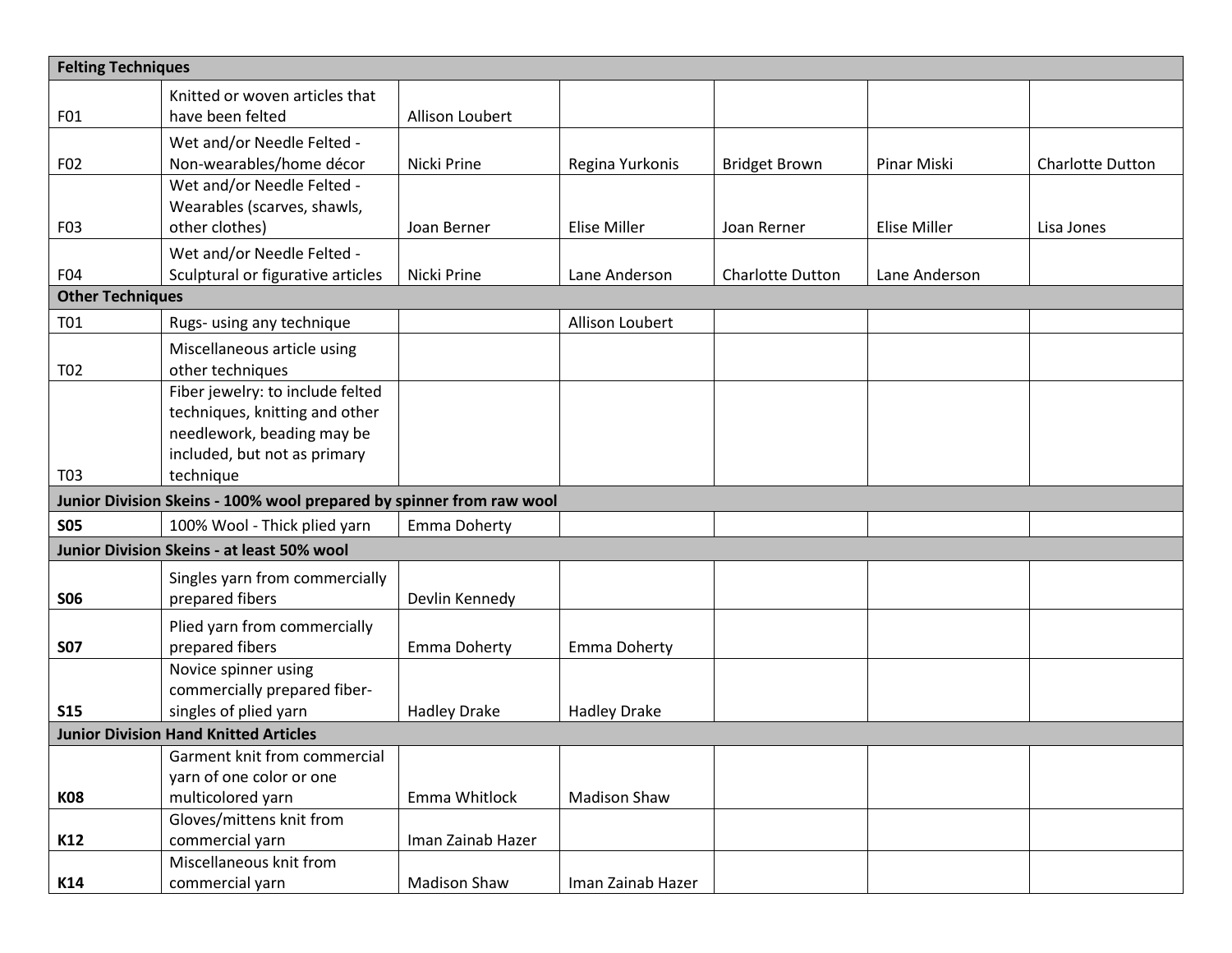| Felting Techniques | | | | | | |
|---|---|---|---|---|---|---|
| F01 | Knitted or woven articles that have been felted | Allison Loubert | | | | |
| F02 | Wet and/or Needle Felted - Non-wearables/home décor | Nicki Prine | Regina Yurkonis | Bridget Brown | Pinar Miski | Charlotte Dutton |
| F03 | Wet and/or Needle Felted - Wearables (scarves, shawls, other clothes) | Joan Berner | Elise Miller | Joan Rerner | Elise Miller | Lisa Jones |
| F04 | Wet and/or Needle Felted - Sculptural or figurative articles | Nicki Prine | Lane Anderson | Charlotte Dutton | Lane Anderson | |
| **Other Techniques** | | | | | | |
| T01 | Rugs- using any technique | | Allison Loubert | | | |
| T02 | Miscellaneous article using other techniques | | | | | |
| T03 | Fiber jewelry: to include felted techniques, knitting and other needlework, beading may be included, but not as primary technique | | | | | |
| **Junior Division Skeins - 100% wool prepared by spinner from raw wool** | | | | | | |
| **S05** | 100% Wool - Thick plied yarn | Emma Doherty | | | | |
| **Junior Division Skeins - at least 50% wool** | | | | | | |
| **S06** | Singles yarn from commercially prepared fibers | Devlin Kennedy | | | | |
| **S07** | Plied yarn from commercially prepared fibers | Emma Doherty | Emma Doherty | | | |
| **S15** | Novice spinner using commercially prepared fiber-singles of plied yarn | Hadley Drake | Hadley Drake | | | |
| **Junior Division Hand Knitted Articles** | | | | | | |
| **K08** | Garment knit from commercial yarn of one color or one multicolored yarn | Emma Whitlock | Madison Shaw | | | |
| **K12** | Gloves/mittens knit from commercial yarn | Iman Zainab Hazer | | | | |
| **K14** | Miscellaneous knit from commercial yarn | Madison Shaw | Iman Zainab Hazer | | | |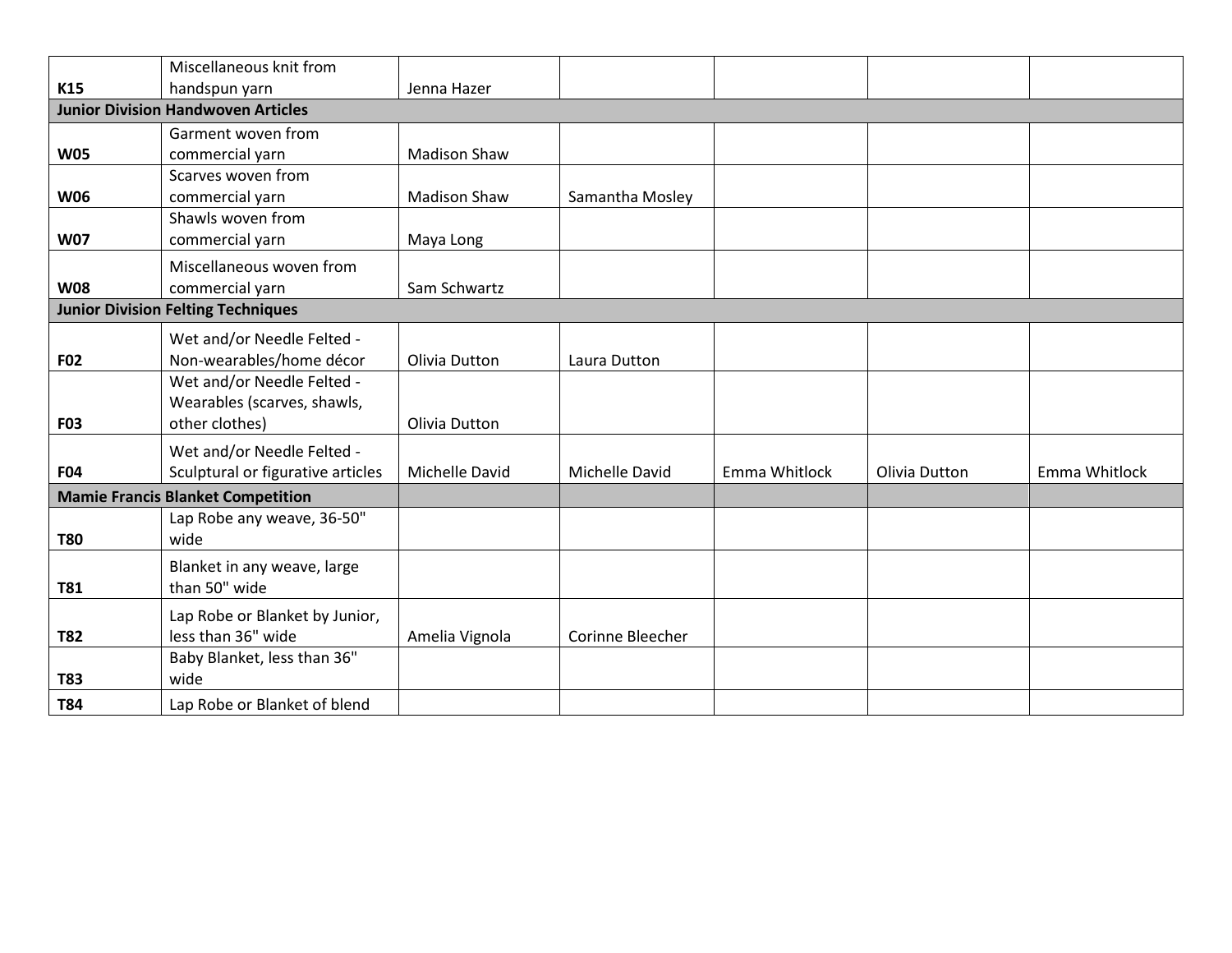| | | | | | | |
|---|---|---|---|---|---|---|
| **K15** | Miscellaneous knit from handspun yarn | Jenna Hazer | | | | |
| **Junior Division Handwoven Articles** | | | | | | |
| **W05** | Garment woven from commercial yarn | Madison Shaw | | | | |
| **W06** | Scarves woven from commercial yarn | Madison Shaw | Samantha Mosley | | | |
| **W07** | Shawls woven from commercial yarn | Maya Long | | | | |
| **W08** | Miscellaneous woven from commercial yarn | Sam Schwartz | | | | |
| **Junior Division Felting Techniques** | | | | | | |
| **F02** | Wet and/or Needle Felted - Non-wearables/home décor | Olivia Dutton | Laura Dutton | | | |
| **F03** | Wet and/or Needle Felted - Wearables (scarves, shawls, other clothes) | Olivia Dutton | | | | |
| **F04** | Wet and/or Needle Felted - Sculptural or figurative articles | Michelle David | Michelle David | Emma Whitlock | Olivia Dutton | Emma Whitlock |
| **Mamie Francis Blanket Competition** | | | | | | |
| **T80** | Lap Robe any weave, 36-50" wide | | | | | |
| **T81** | Blanket in any weave, large than 50" wide | | | | | |
| **T82** | Lap Robe or Blanket by Junior, less than 36" wide | Amelia Vignola | Corinne Bleecher | | | |
| **T83** | Baby Blanket, less than 36" wide | | | | | |
| **T84** | Lap Robe or Blanket of blend | | | | | |